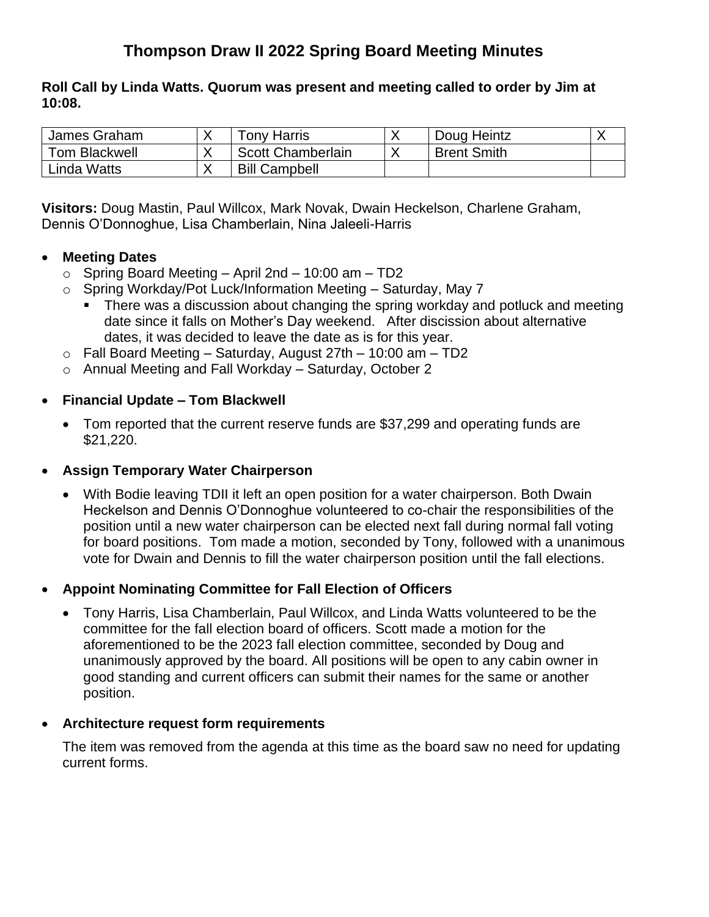# Thompson Draw II 2022 Spring Board Meeting Minutes

**Roll Call by Linda Watts. Quorum was present and meeting called to order by Jim at 10:08.**

| James Graham | X | Tony Harris | X | Doug Heintz | X |
|---|---|---|---|---|---|
| Tom Blackwell | X | Scott Chamberlain | X | Brent Smith | |
| Linda Watts | X | Bill Campbell | | | |

**Visitors:** Doug Mastin, Paul Willcox, Mark Novak, Dwain Heckelson, Charlene Graham, Dennis O'Donnoghue, Lisa Chamberlain, Nina Jaleeli-Harris

- **Meeting Dates**
  - Spring Board Meeting – April 2nd – 10:00 am – TD2
  - Spring Workday/Pot Luck/Information Meeting – Saturday, May 7
    - There was a discussion about changing the spring workday and potluck and meeting date since it falls on Mother's Day weekend. After discission about alternative dates, it was decided to leave the date as is for this year.
  - Fall Board Meeting – Saturday, August 27th – 10:00 am – TD2
  - Annual Meeting and Fall Workday – Saturday, October 2

- **Financial Update – Tom Blackwell**
  - Tom reported that the current reserve funds are $37,299 and operating funds are $21,220.

- **Assign Temporary Water Chairperson**
  - With Bodie leaving TDII it left an open position for a water chairperson. Both Dwain Heckelson and Dennis O'Donnoghue volunteered to co-chair the responsibilities of the position until a new water chairperson can be elected next fall during normal fall voting for board positions. Tom made a motion, seconded by Tony, followed with a unanimous vote for Dwain and Dennis to fill the water chairperson position until the fall elections.

- **Appoint Nominating Committee for Fall Election of Officers**
  - Tony Harris, Lisa Chamberlain, Paul Willcox, and Linda Watts volunteered to be the committee for the fall election board of officers. Scott made a motion for the aforementioned to be the 2023 fall election committee, seconded by Doug and unanimously approved by the board. All positions will be open to any cabin owner in good standing and current officers can submit their names for the same or another position.

- **Architecture request form requirements**

  The item was removed from the agenda at this time as the board saw no need for updating current forms.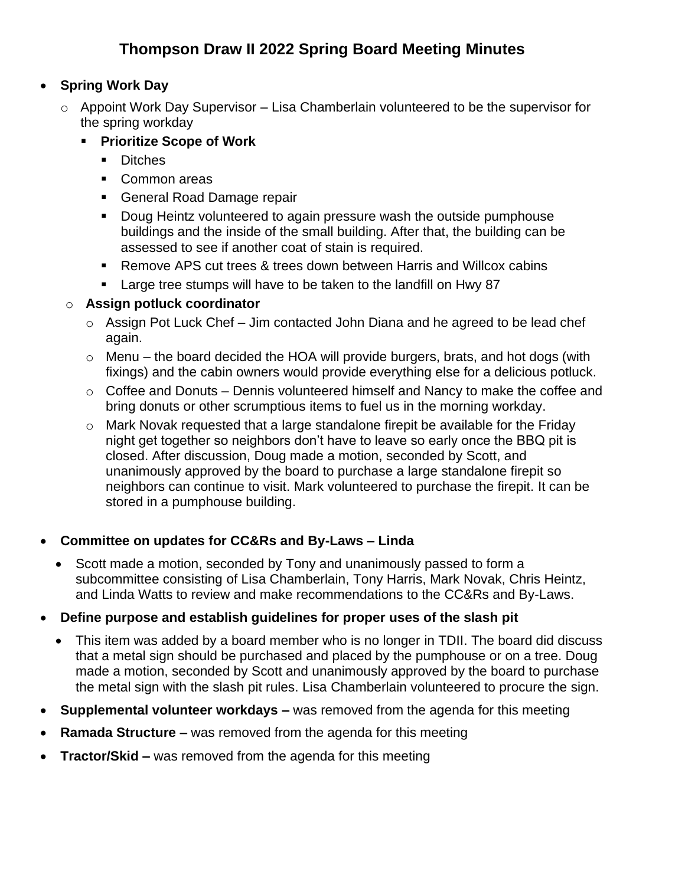# Thompson Draw II 2022 Spring Board Meeting Minutes

- **Spring Work Day**
  - Appoint Work Day Supervisor – Lisa Chamberlain volunteered to be the supervisor for the spring workday
    - **Prioritize Scope of Work**
      - Ditches
      - Common areas
      - General Road Damage repair
      - Doug Heintz volunteered to again pressure wash the outside pumphouse buildings and the inside of the small building. After that, the building can be assessed to see if another coat of stain is required.
      - Remove APS cut trees & trees down between Harris and Willcox cabins
      - Large tree stumps will have to be taken to the landfill on Hwy 87
  - **Assign potluck coordinator**
    - Assign Pot Luck Chef – Jim contacted John Diana and he agreed to be lead chef again.
    - Menu – the board decided the HOA will provide burgers, brats, and hot dogs (with fixings) and the cabin owners would provide everything else for a delicious potluck.
    - Coffee and Donuts – Dennis volunteered himself and Nancy to make the coffee and bring donuts or other scrumptious items to fuel us in the morning workday.
    - Mark Novak requested that a large standalone firepit be available for the Friday night get together so neighbors don't have to leave so early once the BBQ pit is closed. After discussion, Doug made a motion, seconded by Scott, and unanimously approved by the board to purchase a large standalone firepit so neighbors can continue to visit. Mark volunteered to purchase the firepit. It can be stored in a pumphouse building.

- **Committee on updates for CC&Rs and By-Laws – Linda**
  - Scott made a motion, seconded by Tony and unanimously passed to form a subcommittee consisting of Lisa Chamberlain, Tony Harris, Mark Novak, Chris Heintz, and Linda Watts to review and make recommendations to the CC&Rs and By-Laws.
- **Define purpose and establish guidelines for proper uses of the slash pit**
  - This item was added by a board member who is no longer in TDII. The board did discuss that a metal sign should be purchased and placed by the pumphouse or on a tree. Doug made a motion, seconded by Scott and unanimously approved by the board to purchase the metal sign with the slash pit rules. Lisa Chamberlain volunteered to procure the sign.
- **Supplemental volunteer workdays –** was removed from the agenda for this meeting
- **Ramada Structure –** was removed from the agenda for this meeting
- **Tractor/Skid –** was removed from the agenda for this meeting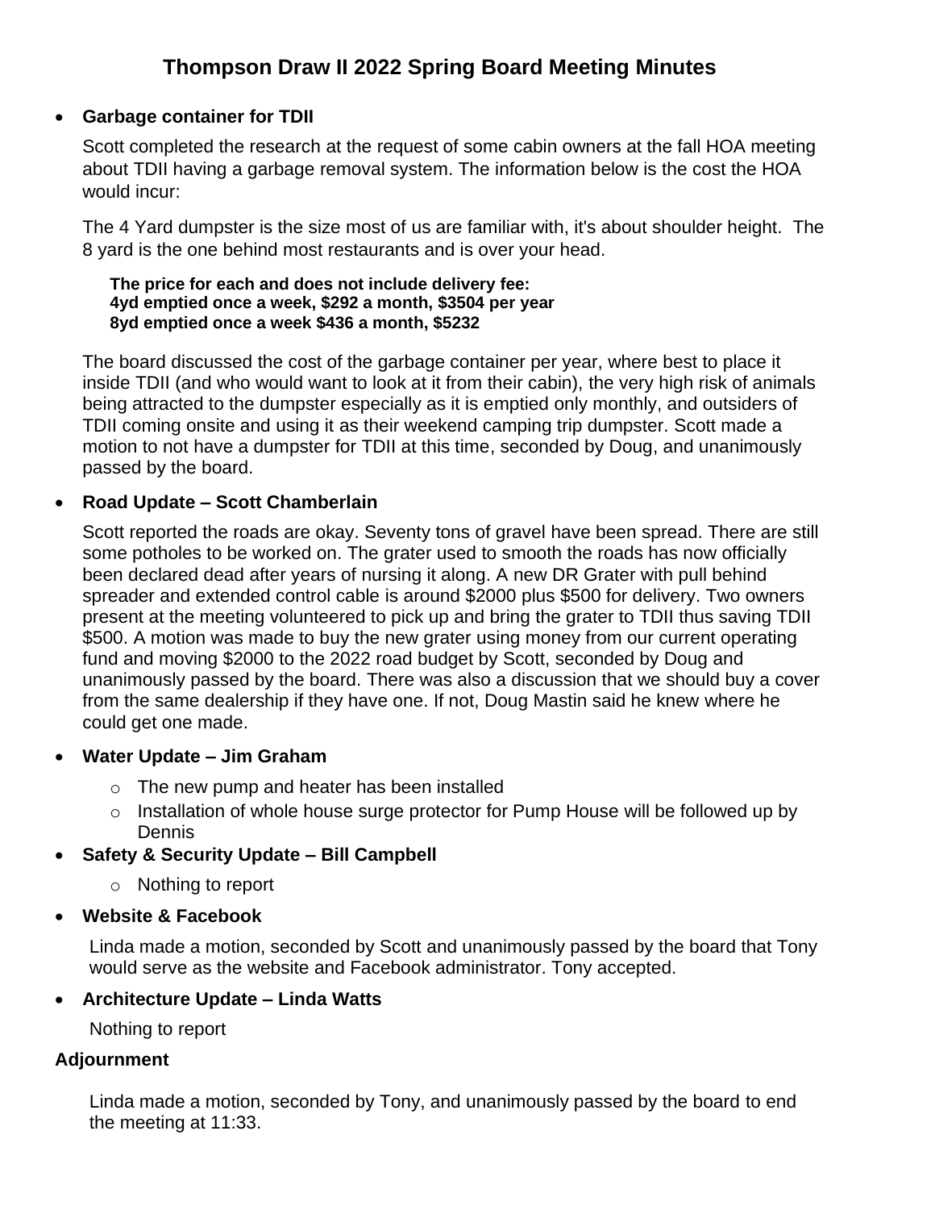# Thompson Draw II 2022 Spring Board Meeting Minutes

- **Garbage container for TDII**

  Scott completed the research at the request of some cabin owners at the fall HOA meeting about TDII having a garbage removal system. The information below is the cost the HOA would incur:

  The 4 Yard dumpster is the size most of us are familiar with, it's about shoulder height. The 8 yard is the one behind most restaurants and is over your head.

  > **The price for each and does not include delivery fee:**
  > **4yd emptied once a week, $292 a month, $3504 per year**
  > **8yd emptied once a week $436 a month, $5232**

  The board discussed the cost of the garbage container per year, where best to place it inside TDII (and who would want to look at it from their cabin), the very high risk of animals being attracted to the dumpster especially as it is emptied only monthly, and outsiders of TDII coming onsite and using it as their weekend camping trip dumpster. Scott made a motion to not have a dumpster for TDII at this time, seconded by Doug, and unanimously passed by the board.

- **Road Update – Scott Chamberlain**

  Scott reported the roads are okay. Seventy tons of gravel have been spread. There are still some potholes to be worked on. The grater used to smooth the roads has now officially been declared dead after years of nursing it along. A new DR Grater with pull behind spreader and extended control cable is around $2000 plus $500 for delivery. Two owners present at the meeting volunteered to pick up and bring the grater to TDII thus saving TDII $500. A motion was made to buy the new grater using money from our current operating fund and moving $2000 to the 2022 road budget by Scott, seconded by Doug and unanimously passed by the board. There was also a discussion that we should buy a cover from the same dealership if they have one. If not, Doug Mastin said he knew where he could get one made.

- **Water Update – Jim Graham**
  - The new pump and heater has been installed
  - Installation of whole house surge protector for Pump House will be followed up by Dennis

- **Safety & Security Update – Bill Campbell**
  - Nothing to report

- **Website & Facebook**

  Linda made a motion, seconded by Scott and unanimously passed by the board that Tony would serve as the website and Facebook administrator. Tony accepted.

- **Architecture Update – Linda Watts**

  Nothing to report

**Adjournment**

Linda made a motion, seconded by Tony, and unanimously passed by the board to end the meeting at 11:33.